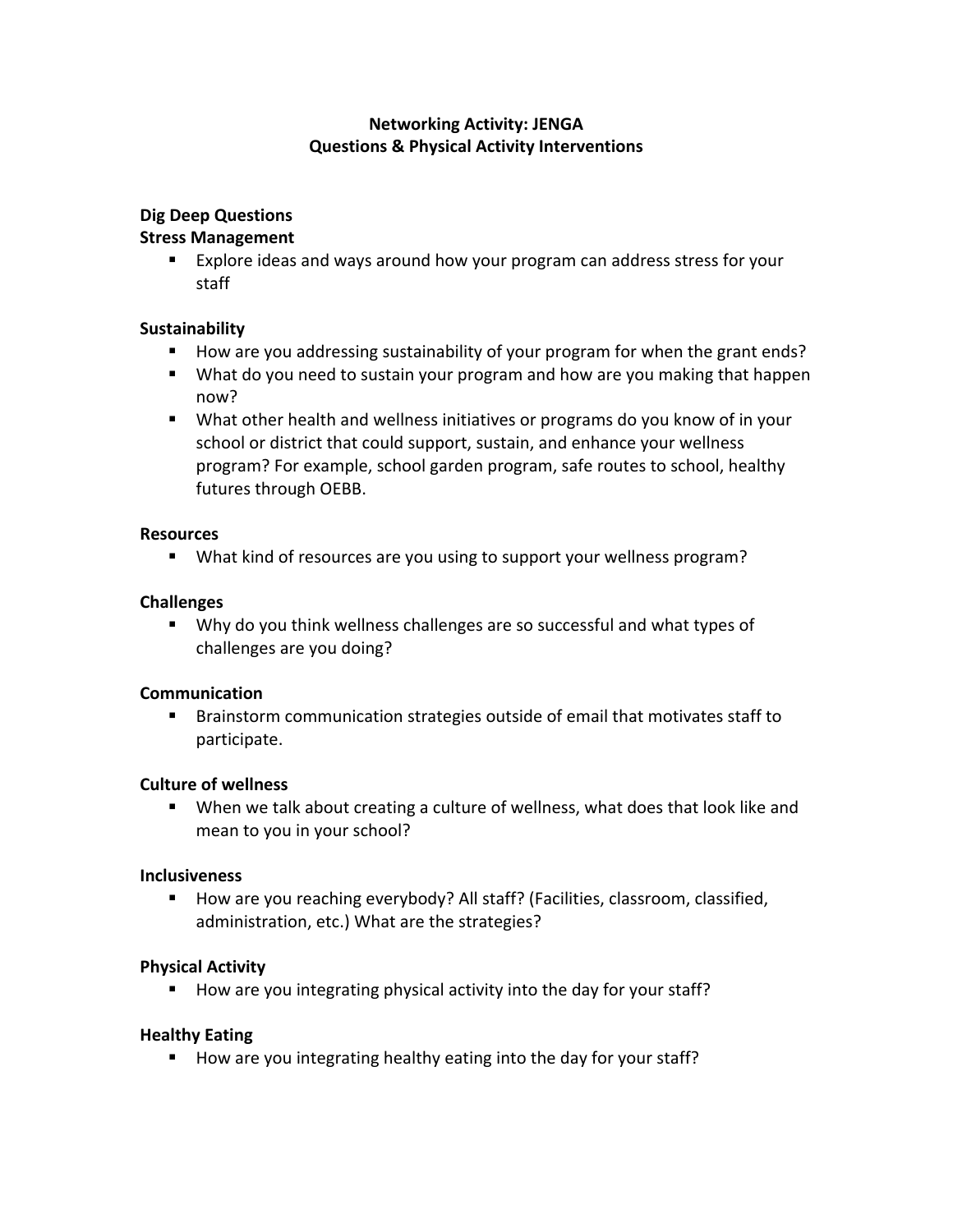# Networking Activity: JENGA
## Questions & Physical Activity Interventions

### Dig Deep Questions

#### Stress Management

- Explore ideas and ways around how your program can address stress for your staff

#### Sustainability

- How are you addressing sustainability of your program for when the grant ends?
- What do you need to sustain your program and how are you making that happen now?
- What other health and wellness initiatives or programs do you know of in your school or district that could support, sustain, and enhance your wellness program? For example, school garden program, safe routes to school, healthy futures through OEBB.

#### Resources

- What kind of resources are you using to support your wellness program?

#### Challenges

- Why do you think wellness challenges are so successful and what types of challenges are you doing?

#### Communication

- Brainstorm communication strategies outside of email that motivates staff to participate.

#### Culture of wellness

- When we talk about creating a culture of wellness, what does that look like and mean to you in your school?

#### Inclusiveness

- How are you reaching everybody? All staff? (Facilities, classroom, classified, administration, etc.) What are the strategies?

#### Physical Activity

- How are you integrating physical activity into the day for your staff?

#### Healthy Eating

- How are you integrating healthy eating into the day for your staff?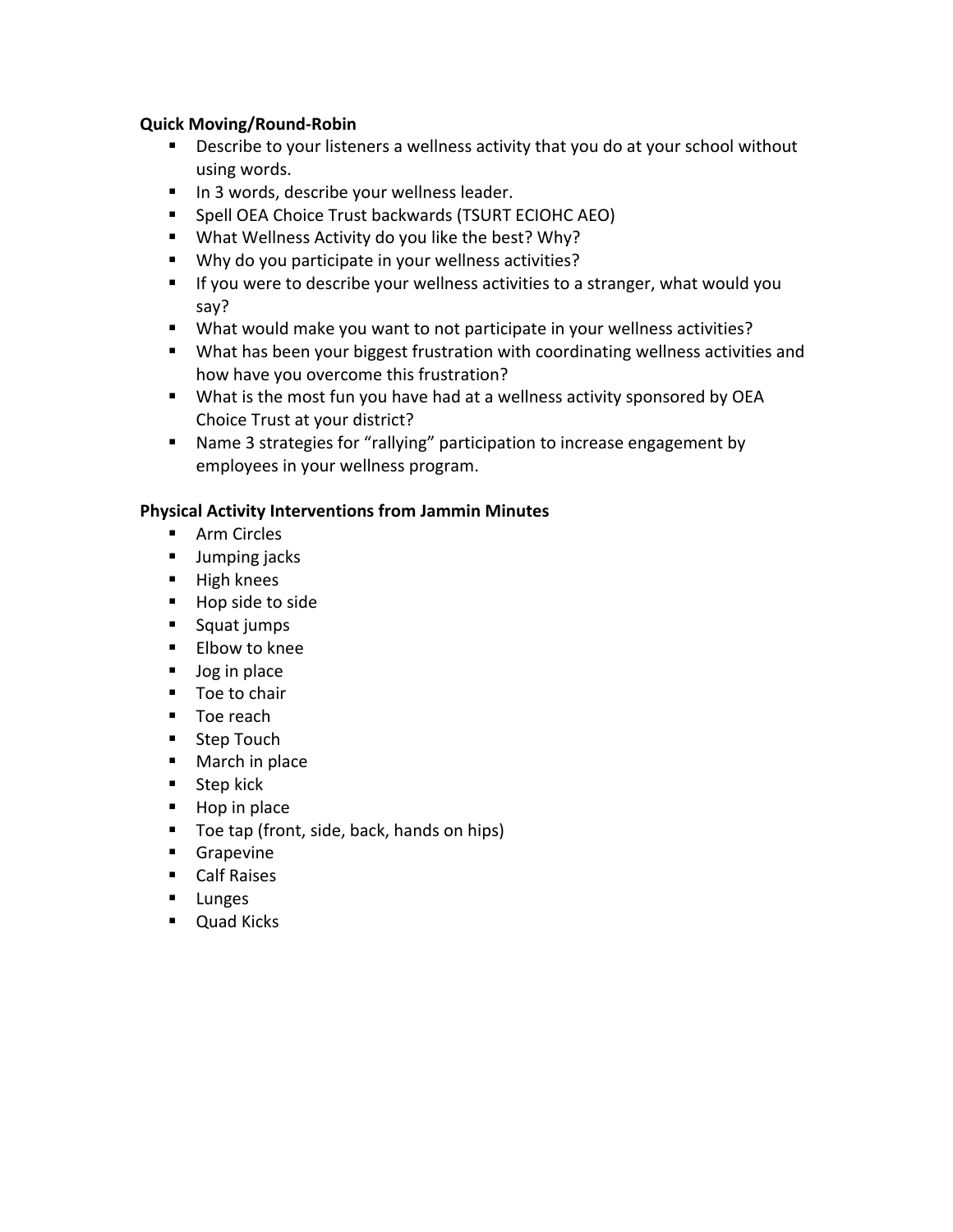**Quick Moving/Round-Robin**

- Describe to your listeners a wellness activity that you do at your school without using words.
- In 3 words, describe your wellness leader.
- Spell OEA Choice Trust backwards (TSURT ECIOHC AEO)
- What Wellness Activity do you like the best? Why?
- Why do you participate in your wellness activities?
- If you were to describe your wellness activities to a stranger, what would you say?
- What would make you want to not participate in your wellness activities?
- What has been your biggest frustration with coordinating wellness activities and how have you overcome this frustration?
- What is the most fun you have had at a wellness activity sponsored by OEA Choice Trust at your district?
- Name 3 strategies for "rallying" participation to increase engagement by employees in your wellness program.

**Physical Activity Interventions from Jammin Minutes**

- Arm Circles
- Jumping jacks
- High knees
- Hop side to side
- Squat jumps
- Elbow to knee
- Jog in place
- Toe to chair
- Toe reach
- Step Touch
- March in place
- Step kick
- Hop in place
- Toe tap (front, side, back, hands on hips)
- Grapevine
- Calf Raises
- Lunges
- Quad Kicks